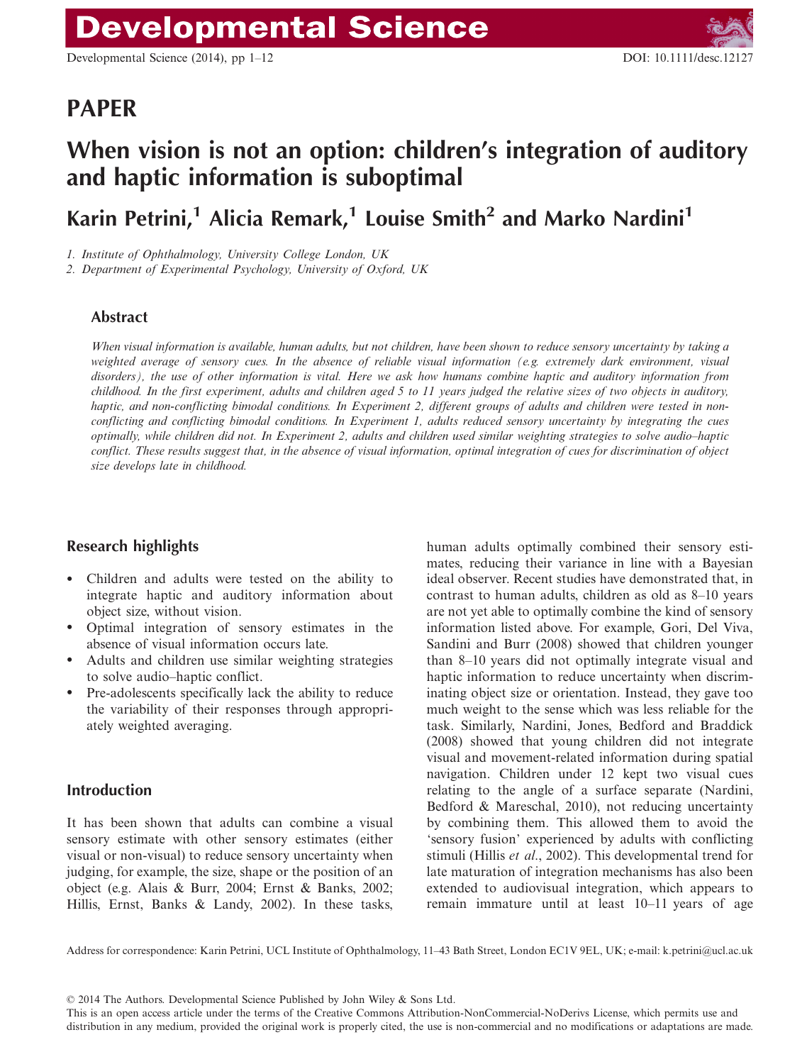# PAPER

# When vision is not an option: children's integration of auditory and haptic information is suboptimal

**Karin Petrini,[1] Alicia Remark,[1] Louise Smith[2] and Marko Nardini[1]**

*1. Institute of Ophthalmology, University College London, UK*
*2. Department of Experimental Psychology, University of Oxford, UK*

## Abstract

*When visual information is available, human adults, but not children, have been shown to reduce sensory uncertainty by taking a weighted average of sensory cues. In the absence of reliable visual information (e.g. extremely dark environment, visual disorders), the use of other information is vital. Here we ask how humans combine haptic and auditory information from childhood. In the first experiment, adults and children aged 5 to 11 years judged the relative sizes of two objects in auditory, haptic, and non-conflicting bimodal conditions. In Experiment 2, different groups of adults and children were tested in non-conflicting and conflicting bimodal conditions. In Experiment 1, adults reduced sensory uncertainty by integrating the cues optimally, while children did not. In Experiment 2, adults and children used similar weighting strategies to solve audio–haptic conflict. These results suggest that, in the absence of visual information, optimal integration of cues for discrimination of object size develops late in childhood.*

## Research highlights

- Children and adults were tested on the ability to integrate haptic and auditory information about object size, without vision.
- Optimal integration of sensory estimates in the absence of visual information occurs late.
- Adults and children use similar weighting strategies to solve audio–haptic conflict.
- Pre-adolescents specifically lack the ability to reduce the variability of their responses through appropriately weighted averaging.

## Introduction

It has been shown that adults can combine a visual sensory estimate with other sensory estimates (either visual or non-visual) to reduce sensory uncertainty when judging, for example, the size, shape or the position of an object (e.g. Alais & Burr, 2004; Ernst & Banks, 2002; Hillis, Ernst, Banks & Landy, 2002). In these tasks, human adults optimally combined their sensory estimates, reducing their variance in line with a Bayesian ideal observer. Recent studies have demonstrated that, in contrast to human adults, children as old as 8–10 years are not yet able to optimally combine the kind of sensory information listed above. For example, Gori, Del Viva, Sandini and Burr (2008) showed that children younger than 8–10 years did not optimally integrate visual and haptic information to reduce uncertainty when discriminating object size or orientation. Instead, they gave too much weight to the sense which was less reliable for the task. Similarly, Nardini, Jones, Bedford and Braddick (2008) showed that young children did not integrate visual and movement-related information during spatial navigation. Children under 12 kept two visual cues relating to the angle of a surface separate (Nardini, Bedford & Mareschal, 2010), not reducing uncertainty by combining them. This allowed them to avoid the 'sensory fusion' experienced by adults with conflicting stimuli (Hillis *et al.*, 2002). This developmental trend for late maturation of integration mechanisms has also been extended to audiovisual integration, which appears to remain immature until at least 10–11 years of age

Address for correspondence: Karin Petrini, UCL Institute of Ophthalmology, 11–43 Bath Street, London EC1V 9EL, UK; e-mail: k.petrini@ucl.ac.uk

© 2014 The Authors. Developmental Science Published by John Wiley & Sons Ltd.
This is an open access article under the terms of the Creative Commons Attribution-NonCommercial-NoDerivs License, which permits use and distribution in any medium, provided the original work is properly cited, the use is non-commercial and no modifications or adaptations are made.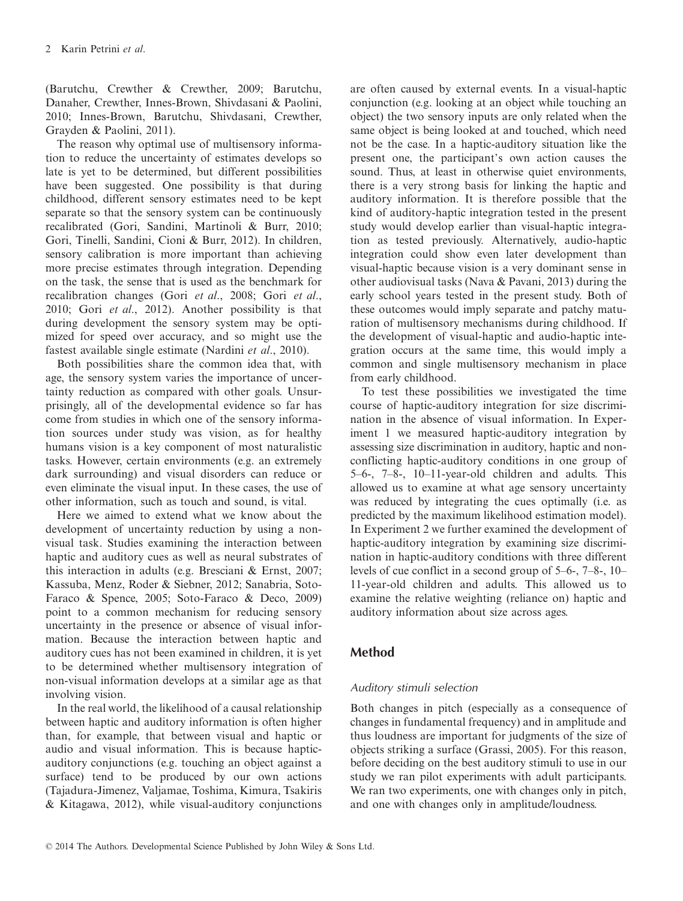(Barutchu, Crewther & Crewther, 2009; Barutchu, Danaher, Crewther, Innes-Brown, Shivdasani & Paolini, 2010; Innes-Brown, Barutchu, Shivdasani, Crewther, Grayden & Paolini, 2011).

The reason why optimal use of multisensory information to reduce the uncertainty of estimates develops so late is yet to be determined, but different possibilities have been suggested. One possibility is that during childhood, different sensory estimates need to be kept separate so that the sensory system can be continuously recalibrated (Gori, Sandini, Martinoli & Burr, 2010; Gori, Tinelli, Sandini, Cioni & Burr, 2012). In children, sensory calibration is more important than achieving more precise estimates through integration. Depending on the task, the sense that is used as the benchmark for recalibration changes (Gori *et al*., 2008; Gori *et al*., 2010; Gori *et al*., 2012). Another possibility is that during development the sensory system may be optimized for speed over accuracy, and so might use the fastest available single estimate (Nardini *et al*., 2010).

Both possibilities share the common idea that, with age, the sensory system varies the importance of uncertainty reduction as compared with other goals. Unsurprisingly, all of the developmental evidence so far has come from studies in which one of the sensory information sources under study was vision, as for healthy humans vision is a key component of most naturalistic tasks. However, certain environments (e.g. an extremely dark surrounding) and visual disorders can reduce or even eliminate the visual input. In these cases, the use of other information, such as touch and sound, is vital.

Here we aimed to extend what we know about the development of uncertainty reduction by using a non-visual task. Studies examining the interaction between haptic and auditory cues as well as neural substrates of this interaction in adults (e.g. Bresciani & Ernst, 2007; Kassuba, Menz, Roder & Siebner, 2012; Sanabria, Soto-Faraco & Spence, 2005; Soto-Faraco & Deco, 2009) point to a common mechanism for reducing sensory uncertainty in the presence or absence of visual information. Because the interaction between haptic and auditory cues has not been examined in children, it is yet to be determined whether multisensory integration of non-visual information develops at a similar age as that involving vision.

In the real world, the likelihood of a causal relationship between haptic and auditory information is often higher than, for example, that between visual and haptic or audio and visual information. This is because haptic-auditory conjunctions (e.g. touching an object against a surface) tend to be produced by our own actions (Tajadura-Jimenez, Valjamae, Toshima, Kimura, Tsakiris & Kitagawa, 2012), while visual-auditory conjunctions are often caused by external events. In a visual-haptic conjunction (e.g. looking at an object while touching an object) the two sensory inputs are only related when the same object is being looked at and touched, which need not be the case. In a haptic-auditory situation like the present one, the participant's own action causes the sound. Thus, at least in otherwise quiet environments, there is a very strong basis for linking the haptic and auditory information. It is therefore possible that the kind of auditory-haptic integration tested in the present study would develop earlier than visual-haptic integration as tested previously. Alternatively, audio-haptic integration could show even later development than visual-haptic because vision is a very dominant sense in other audiovisual tasks (Nava & Pavani, 2013) during the early school years tested in the present study. Both of these outcomes would imply separate and patchy maturation of multisensory mechanisms during childhood. If the development of visual-haptic and audio-haptic integration occurs at the same time, this would imply a common and single multisensory mechanism in place from early childhood.

To test these possibilities we investigated the time course of haptic-auditory integration for size discrimination in the absence of visual information. In Experiment 1 we measured haptic-auditory integration by assessing size discrimination in auditory, haptic and non-conflicting haptic-auditory conditions in one group of 5–6-, 7–8-, 10–11-year-old children and adults. This allowed us to examine at what age sensory uncertainty was reduced by integrating the cues optimally (i.e. as predicted by the maximum likelihood estimation model). In Experiment 2 we further examined the development of haptic-auditory integration by examining size discrimination in haptic-auditory conditions with three different levels of cue conflict in a second group of 5–6-, 7–8-, 10–11-year-old children and adults. This allowed us to examine the relative weighting (reliance on) haptic and auditory information about size across ages.

## Method

### Auditory stimuli selection

Both changes in pitch (especially as a consequence of changes in fundamental frequency) and in amplitude and thus loudness are important for judgments of the size of objects striking a surface (Grassi, 2005). For this reason, before deciding on the best auditory stimuli to use in our study we ran pilot experiments with adult participants. We ran two experiments, one with changes only in pitch, and one with changes only in amplitude/loudness.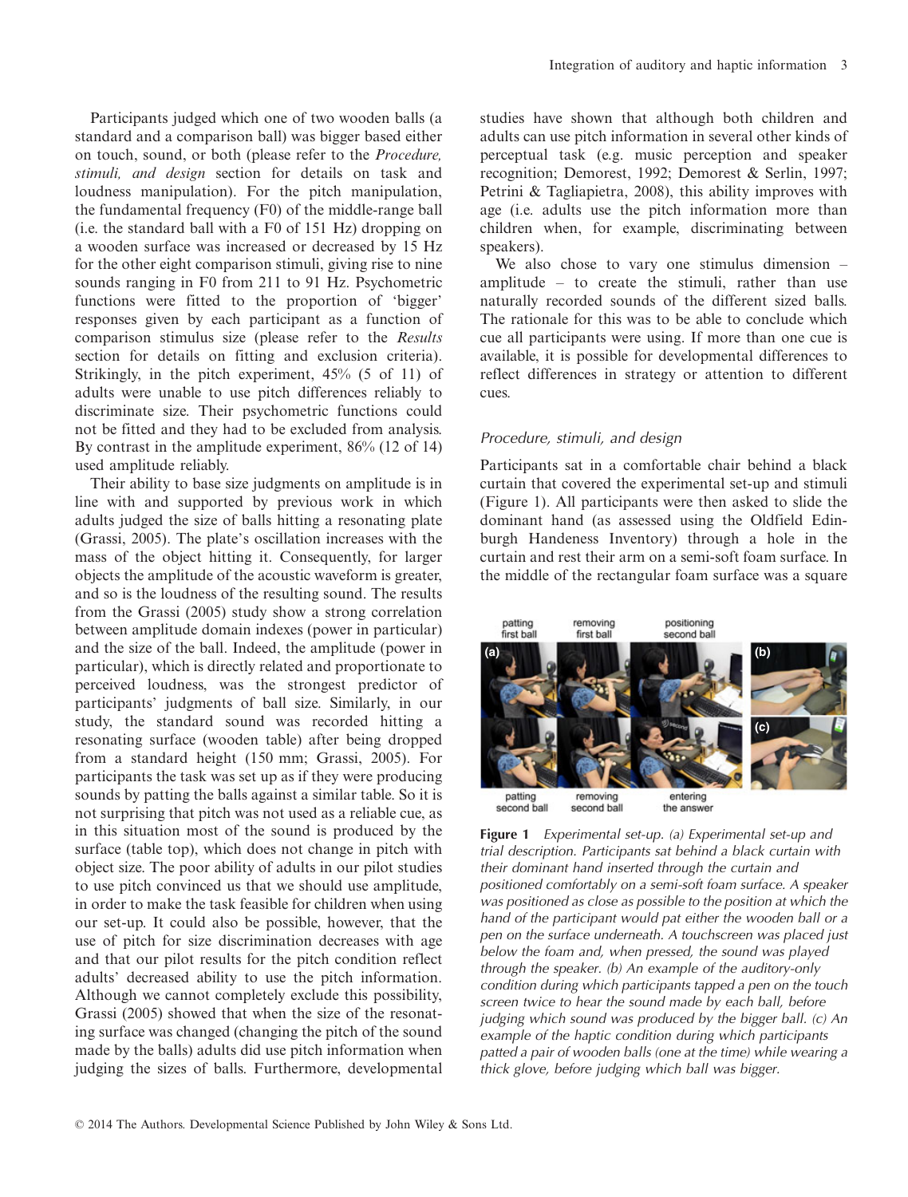Participants judged which one of two wooden balls (a standard and a comparison ball) was bigger based either on touch, sound, or both (please refer to the *Procedure, stimuli, and design* section for details on task and loudness manipulation). For the pitch manipulation, the fundamental frequency (F0) of the middle-range ball (i.e. the standard ball with a F0 of 151 Hz) dropping on a wooden surface was increased or decreased by 15 Hz for the other eight comparison stimuli, giving rise to nine sounds ranging in F0 from 211 to 91 Hz. Psychometric functions were fitted to the proportion of 'bigger' responses given by each participant as a function of comparison stimulus size (please refer to the *Results* section for details on fitting and exclusion criteria). Strikingly, in the pitch experiment, 45% (5 of 11) of adults were unable to use pitch differences reliably to discriminate size. Their psychometric functions could not be fitted and they had to be excluded from analysis. By contrast in the amplitude experiment, 86% (12 of 14) used amplitude reliably.

Their ability to base size judgments on amplitude is in line with and supported by previous work in which adults judged the size of balls hitting a resonating plate (Grassi, 2005). The plate's oscillation increases with the mass of the object hitting it. Consequently, for larger objects the amplitude of the acoustic waveform is greater, and so is the loudness of the resulting sound. The results from the Grassi (2005) study show a strong correlation between amplitude domain indexes (power in particular) and the size of the ball. Indeed, the amplitude (power in particular), which is directly related and proportionate to perceived loudness, was the strongest predictor of participants' judgments of ball size. Similarly, in our study, the standard sound was recorded hitting a resonating surface (wooden table) after being dropped from a standard height (150 mm; Grassi, 2005). For participants the task was set up as if they were producing sounds by patting the balls against a similar table. So it is not surprising that pitch was not used as a reliable cue, as in this situation most of the sound is produced by the surface (table top), which does not change in pitch with object size. The poor ability of adults in our pilot studies to use pitch convinced us that we should use amplitude, in order to make the task feasible for children when using our set-up. It could also be possible, however, that the use of pitch for size discrimination decreases with age and that our pilot results for the pitch condition reflect adults' decreased ability to use the pitch information. Although we cannot completely exclude this possibility, Grassi (2005) showed that when the size of the resonating surface was changed (changing the pitch of the sound made by the balls) adults did use pitch information when judging the sizes of balls. Furthermore, developmental studies have shown that although both children and adults can use pitch information in several other kinds of perceptual task (e.g. music perception and speaker recognition; Demorest, 1992; Demorest & Serlin, 1997; Petrini & Tagliapietra, 2008), this ability improves with age (i.e. adults use the pitch information more than children when, for example, discriminating between speakers).

We also chose to vary one stimulus dimension – amplitude – to create the stimuli, rather than use naturally recorded sounds of the different sized balls. The rationale for this was to be able to conclude which cue all participants were using. If more than one cue is available, it is possible for developmental differences to reflect differences in strategy or attention to different cues.

### *Procedure, stimuli, and design*

Participants sat in a comfortable chair behind a black curtain that covered the experimental set-up and stimuli (Figure 1). All participants were then asked to slide the dominant hand (as assessed using the Oldfield Edinburgh Handeness Inventory) through a hole in the curtain and rest their arm on a semi-soft foam surface. In the middle of the rectangular foam surface was a square

**Figure 1** *Experimental set-up. (a) Experimental set-up and trial description. Participants sat behind a black curtain with their dominant hand inserted through the curtain and positioned comfortably on a semi-soft foam surface. A speaker was positioned as close as possible to the position at which the hand of the participant would pat either the wooden ball or a pen on the surface underneath. A touchscreen was placed just below the foam and, when pressed, the sound was played through the speaker. (b) An example of the auditory-only condition during which participants tapped a pen on the touch screen twice to hear the sound made by each ball, before judging which sound was produced by the bigger ball. (c) An example of the haptic condition during which participants patted a pair of wooden balls (one at the time) while wearing a thick glove, before judging which ball was bigger.*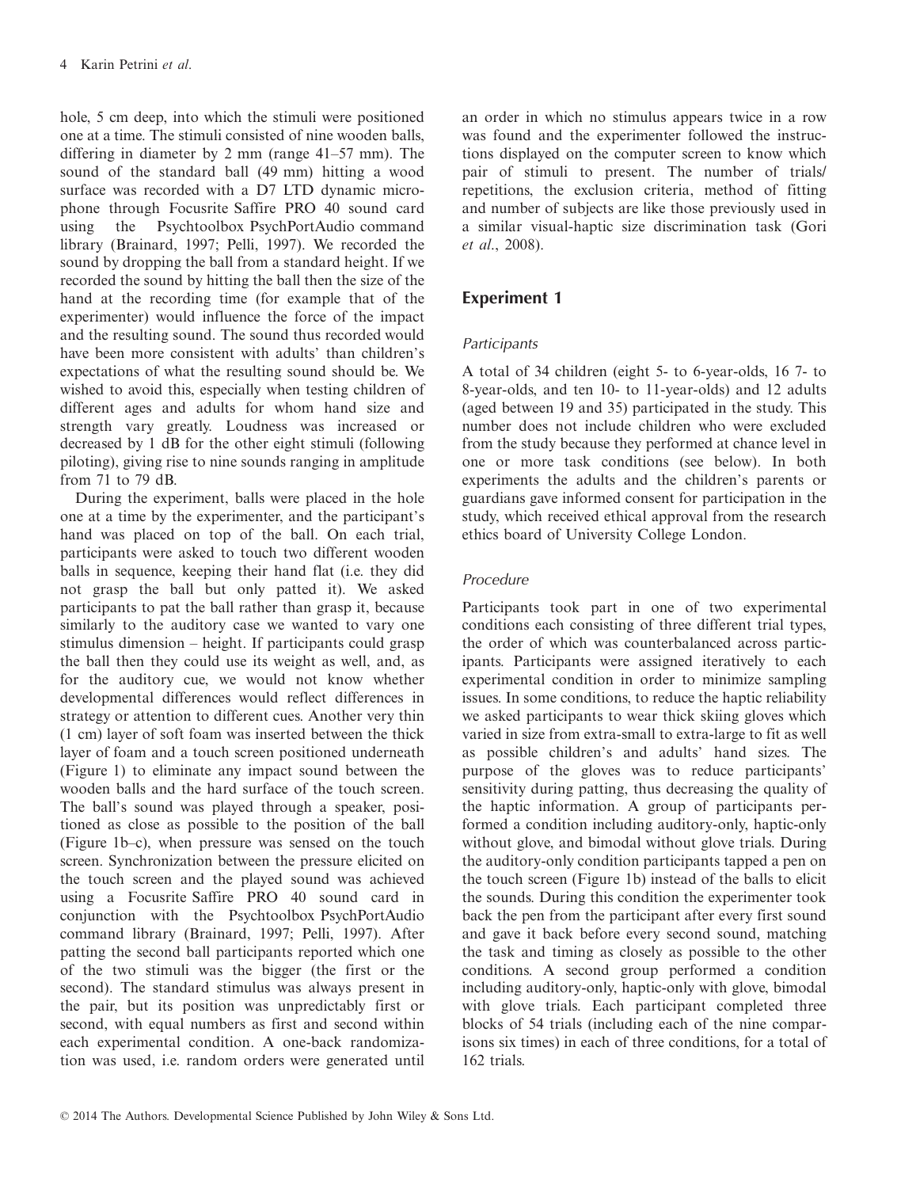hole, 5 cm deep, into which the stimuli were positioned one at a time. The stimuli consisted of nine wooden balls, differing in diameter by 2 mm (range 41–57 mm). The sound of the standard ball (49 mm) hitting a wood surface was recorded with a D7 LTD dynamic microphone through Focusrite Saffire PRO 40 sound card using the Psychtoolbox PsychPortAudio command library (Brainard, 1997; Pelli, 1997). We recorded the sound by dropping the ball from a standard height. If we recorded the sound by hitting the ball then the size of the hand at the recording time (for example that of the experimenter) would influence the force of the impact and the resulting sound. The sound thus recorded would have been more consistent with adults' than children's expectations of what the resulting sound should be. We wished to avoid this, especially when testing children of different ages and adults for whom hand size and strength vary greatly. Loudness was increased or decreased by 1 dB for the other eight stimuli (following piloting), giving rise to nine sounds ranging in amplitude from 71 to 79 dB.

During the experiment, balls were placed in the hole one at a time by the experimenter, and the participant's hand was placed on top of the ball. On each trial, participants were asked to touch two different wooden balls in sequence, keeping their hand flat (i.e. they did not grasp the ball but only patted it). We asked participants to pat the ball rather than grasp it, because similarly to the auditory case we wanted to vary one stimulus dimension – height. If participants could grasp the ball then they could use its weight as well, and, as for the auditory cue, we would not know whether developmental differences would reflect differences in strategy or attention to different cues. Another very thin (1 cm) layer of soft foam was inserted between the thick layer of foam and a touch screen positioned underneath (Figure 1) to eliminate any impact sound between the wooden balls and the hard surface of the touch screen. The ball's sound was played through a speaker, positioned as close as possible to the position of the ball (Figure 1b–c), when pressure was sensed on the touch screen. Synchronization between the pressure elicited on the touch screen and the played sound was achieved using a Focusrite Saffire PRO 40 sound card in conjunction with the Psychtoolbox PsychPortAudio command library (Brainard, 1997; Pelli, 1997). After patting the second ball participants reported which one of the two stimuli was the bigger (the first or the second). The standard stimulus was always present in the pair, but its position was unpredictably first or second, with equal numbers as first and second within each experimental condition. A one-back randomization was used, i.e. random orders were generated until an order in which no stimulus appears twice in a row was found and the experimenter followed the instructions displayed on the computer screen to know which pair of stimuli to present. The number of trials/repetitions, the exclusion criteria, method of fitting and number of subjects are like those previously used in a similar visual-haptic size discrimination task (Gori *et al.*, 2008).

## Experiment 1

### *Participants*

A total of 34 children (eight 5- to 6-year-olds, 16 7- to 8-year-olds, and ten 10- to 11-year-olds) and 12 adults (aged between 19 and 35) participated in the study. This number does not include children who were excluded from the study because they performed at chance level in one or more task conditions (see below). In both experiments the adults and the children's parents or guardians gave informed consent for participation in the study, which received ethical approval from the research ethics board of University College London.

### *Procedure*

Participants took part in one of two experimental conditions each consisting of three different trial types, the order of which was counterbalanced across participants. Participants were assigned iteratively to each experimental condition in order to minimize sampling issues. In some conditions, to reduce the haptic reliability we asked participants to wear thick skiing gloves which varied in size from extra-small to extra-large to fit as well as possible children's and adults' hand sizes. The purpose of the gloves was to reduce participants' sensitivity during patting, thus decreasing the quality of the haptic information. A group of participants performed a condition including auditory-only, haptic-only without glove, and bimodal without glove trials. During the auditory-only condition participants tapped a pen on the touch screen (Figure 1b) instead of the balls to elicit the sounds. During this condition the experimenter took back the pen from the participant after every first sound and gave it back before every second sound, matching the task and timing as closely as possible to the other conditions. A second group performed a condition including auditory-only, haptic-only with glove, bimodal with glove trials. Each participant completed three blocks of 54 trials (including each of the nine comparisons six times) in each of three conditions, for a total of 162 trials.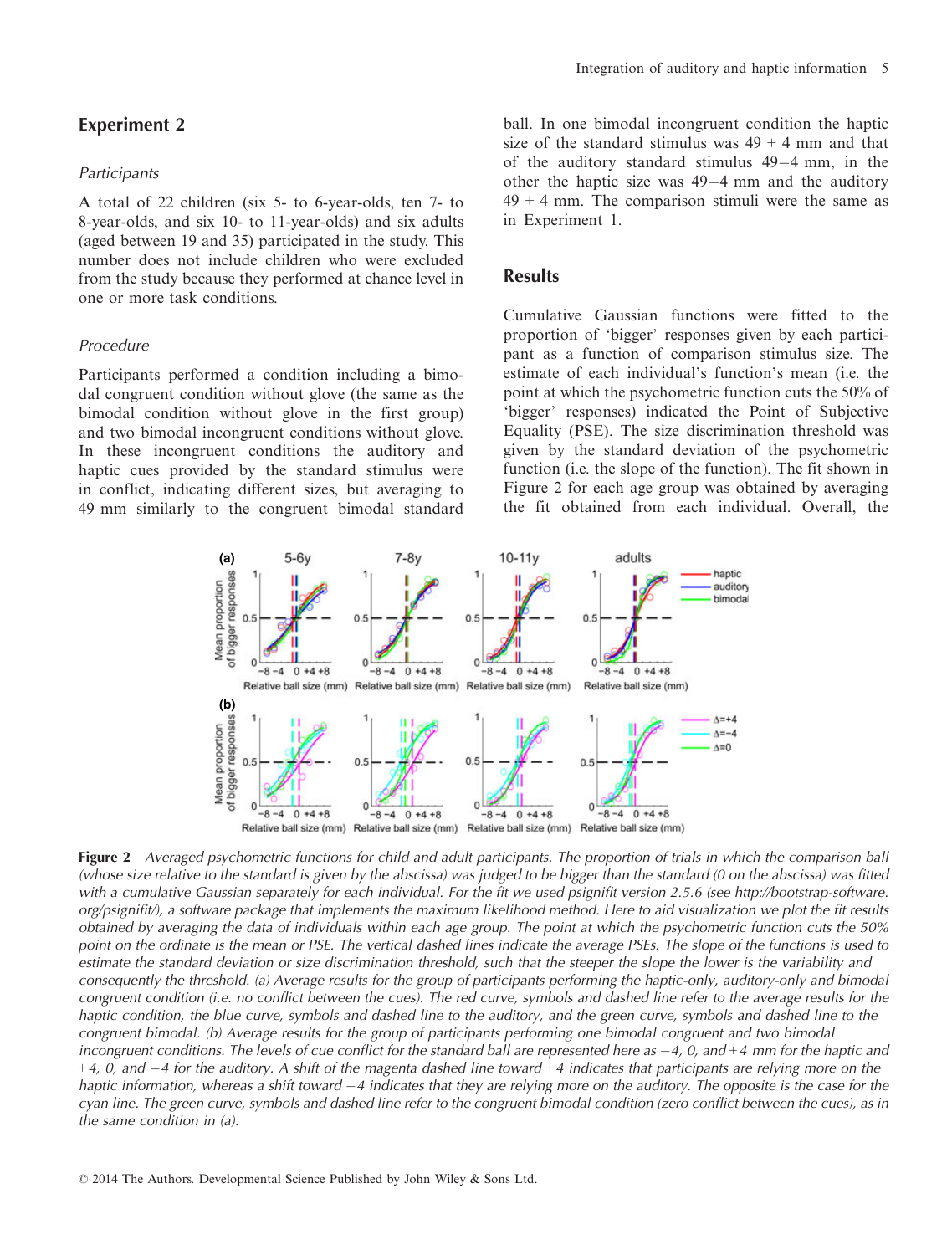## Experiment 2

### Participants

A total of 22 children (six 5- to 6-year-olds, ten 7- to 8-year-olds, and six 10- to 11-year-olds) and six adults (aged between 19 and 35) participated in the study. This number does not include children who were excluded from the study because they performed at chance level in one or more task conditions.

### Procedure

Participants performed a condition including a bimodal congruent condition without glove (the same as the bimodal condition without glove in the first group) and two bimodal incongruent conditions without glove. In these incongruent conditions the auditory and haptic cues provided by the standard stimulus were in conflict, indicating different sizes, but averaging to 49 mm similarly to the congruent bimodal standard ball. In one bimodal incongruent condition the haptic size of the standard stimulus was 49 + 4 mm and that of the auditory standard stimulus 49−4 mm, in the other the haptic size was 49−4 mm and the auditory 49 + 4 mm. The comparison stimuli were the same as in Experiment 1.

## Results

Cumulative Gaussian functions were fitted to the proportion of 'bigger' responses given by each participant as a function of comparison stimulus size. The estimate of each individual's function's mean (i.e. the point at which the psychometric function cuts the 50% of 'bigger' responses) indicated the Point of Subjective Equality (PSE). The size discrimination threshold was given by the standard deviation of the psychometric function (i.e. the slope of the function). The fit shown in Figure 2 for each age group was obtained by averaging the fit obtained from each individual. Overall, the

**Figure 2** *Averaged psychometric functions for child and adult participants. The proportion of trials in which the comparison ball (whose size relative to the standard is given by the abscissa) was judged to be bigger than the standard (0 on the abscissa) was fitted with a cumulative Gaussian separately for each individual. For the fit we used psignifit version 2.5.6 (see http://bootstrap-software.org/psignifit/), a software package that implements the maximum likelihood method. Here to aid visualization we plot the fit results obtained by averaging the data of individuals within each age group. The point at which the psychometric function cuts the 50% point on the ordinate is the mean or PSE. The vertical dashed lines indicate the average PSEs. The slope of the functions is used to estimate the standard deviation or size discrimination threshold, such that the steeper the slope the lower is the variability and consequently the threshold. (a) Average results for the group of participants performing the haptic-only, auditory-only and bimodal congruent condition (i.e. no conflict between the cues). The red curve, symbols and dashed line refer to the average results for the haptic condition, the blue curve, symbols and dashed line to the auditory, and the green curve, symbols and dashed line to the congruent bimodal. (b) Average results for the group of participants performing one bimodal congruent and two bimodal incongruent conditions. The levels of cue conflict for the standard ball are represented here as −4, 0, and +4 mm for the haptic and +4, 0, and −4 for the auditory. A shift of the magenta dashed line toward +4 indicates that participants are relying more on the haptic information, whereas a shift toward −4 indicates that they are relying more on the auditory. The opposite is the case for the cyan line. The green curve, symbols and dashed line refer to the congruent bimodal condition (zero conflict between the cues), as in the same condition in (a).*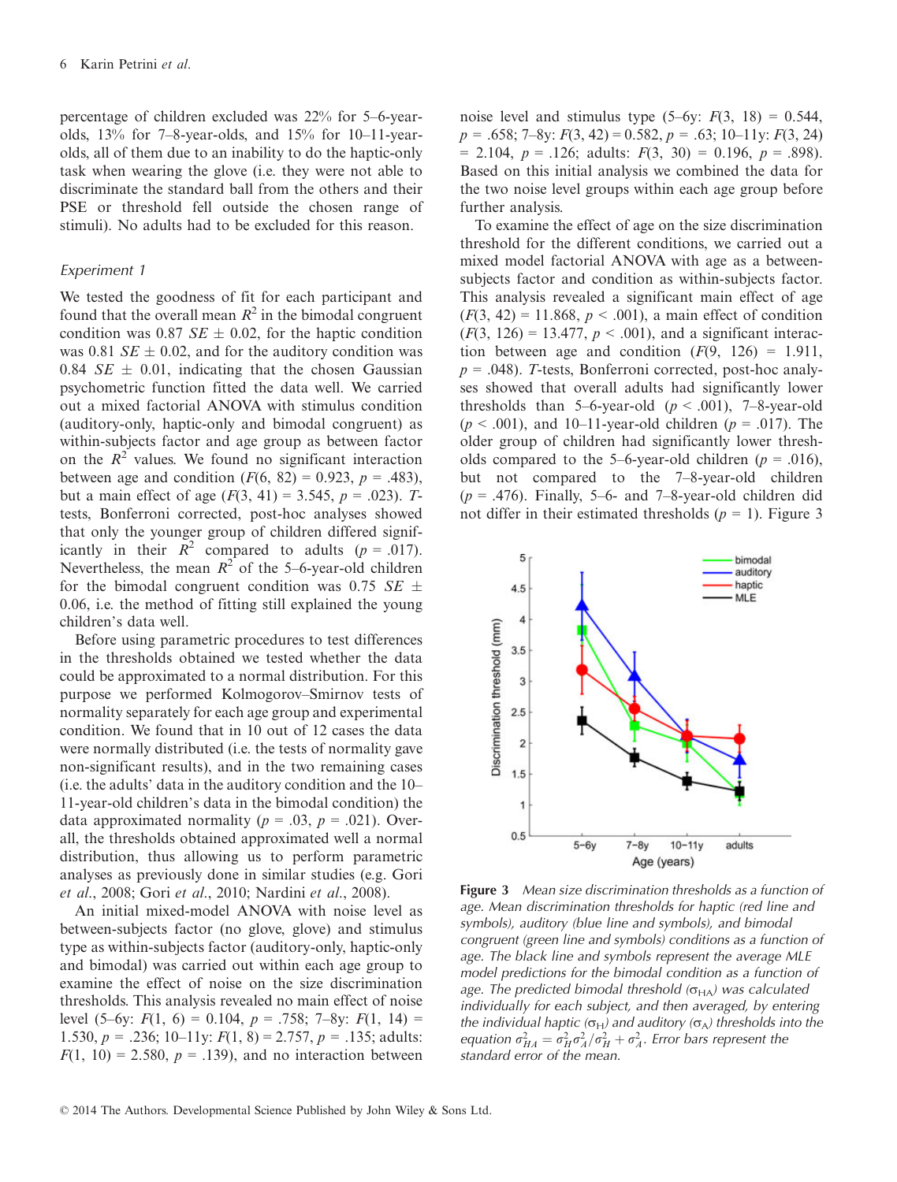percentage of children excluded was 22% for 5–6-year-olds, 13% for 7–8-year-olds, and 15% for 10–11-year-olds, all of them due to an inability to do the haptic-only task when wearing the glove (i.e. they were not able to discriminate the standard ball from the others and their PSE or threshold fell outside the chosen range of stimuli). No adults had to be excluded for this reason.

### Experiment 1

We tested the goodness of fit for each participant and found that the overall mean $R^2$ in the bimodal congruent condition was 0.87 $SE \pm 0.02$, for the haptic condition was 0.81 $SE \pm 0.02$, and for the auditory condition was 0.84 $SE \pm 0.01$, indicating that the chosen Gaussian psychometric function fitted the data well. We carried out a mixed factorial ANOVA with stimulus condition (auditory-only, haptic-only and bimodal congruent) as within-subjects factor and age group as between factor on the $R^2$ values. We found no significant interaction between age and condition ($F(6, 82) = 0.923$, $p = .483$), but a main effect of age ($F(3, 41) = 3.545$, $p = .023$). *T*-tests, Bonferroni corrected, post-hoc analyses showed that only the younger group of children differed significantly in their $R^2$ compared to adults ($p = .017$). Nevertheless, the mean $R^2$ of the 5–6-year-old children for the bimodal congruent condition was 0.75 $SE \pm 0.06$, i.e. the method of fitting still explained the young children's data well.

Before using parametric procedures to test differences in the thresholds obtained we tested whether the data could be approximated to a normal distribution. For this purpose we performed Kolmogorov–Smirnov tests of normality separately for each age group and experimental condition. We found that in 10 out of 12 cases the data were normally distributed (i.e. the tests of normality gave non-significant results), and in the two remaining cases (i.e. the adults' data in the auditory condition and the 10–11-year-old children's data in the bimodal condition) the data approximated normality ($p = .03$, $p = .021$). Overall, the thresholds obtained approximated well a normal distribution, thus allowing us to perform parametric analyses as previously done in similar studies (e.g. Gori *et al.*, 2008; Gori *et al.*, 2010; Nardini *et al.*, 2008).

An initial mixed-model ANOVA with noise level as between-subjects factor (no glove, glove) and stimulus type as within-subjects factor (auditory-only, haptic-only and bimodal) was carried out within each age group to examine the effect of noise on the size discrimination thresholds. This analysis revealed no main effect of noise level (5–6y: $F(1, 6) = 0.104$, $p = .758$; 7–8y: $F(1, 14) = 1.530$, $p = .236$; 10–11y: $F(1, 8) = 2.757$, $p = .135$; adults: $F(1, 10) = 2.580$, $p = .139$), and no interaction between noise level and stimulus type (5–6y: $F(3, 18) = 0.544$, $p = .658$; 7–8y: $F(3, 42) = 0.582$, $p = .63$; 10–11y: $F(3, 24) = 2.104$, $p = .126$; adults: $F(3, 30) = 0.196$, $p = .898$). Based on this initial analysis we combined the data for the two noise level groups within each age group before further analysis.

To examine the effect of age on the size discrimination threshold for the different conditions, we carried out a mixed model factorial ANOVA with age as a between-subjects factor and condition as within-subjects factor. This analysis revealed a significant main effect of age ($F(3, 42) = 11.868$, $p < .001$), a main effect of condition ($F(3, 126) = 13.477$, $p < .001$), and a significant interaction between age and condition ($F(9, 126) = 1.911$, $p = .048$). *T*-tests, Bonferroni corrected, post-hoc analyses showed that overall adults had significantly lower thresholds than 5–6-year-old ($p < .001$), 7–8-year-old ($p < .001$), and 10–11-year-old children ($p = .017$). The older group of children had significantly lower thresholds compared to the 5–6-year-old children ($p = .016$), but not compared to the 7–8-year-old children ($p = .476$). Finally, 5–6- and 7–8-year-old children did not differ in their estimated thresholds ($p = 1$). Figure 3

**Figure 3** *Mean size discrimination thresholds as a function of age. Mean discrimination thresholds for haptic (red line and symbols), auditory (blue line and symbols), and bimodal congruent (green line and symbols) conditions as a function of age. The black line and symbols represent the average MLE model predictions for the bimodal condition as a function of age. The predicted bimodal threshold ($\sigma_{HA}$) was calculated individually for each subject, and then averaged, by entering the individual haptic ($\sigma_H$) and auditory ($\sigma_A$) thresholds into the equation $\sigma^2_{HA} = \sigma^2_H \sigma^2_A / \sigma^2_H + \sigma^2_A$. Error bars represent the standard error of the mean.*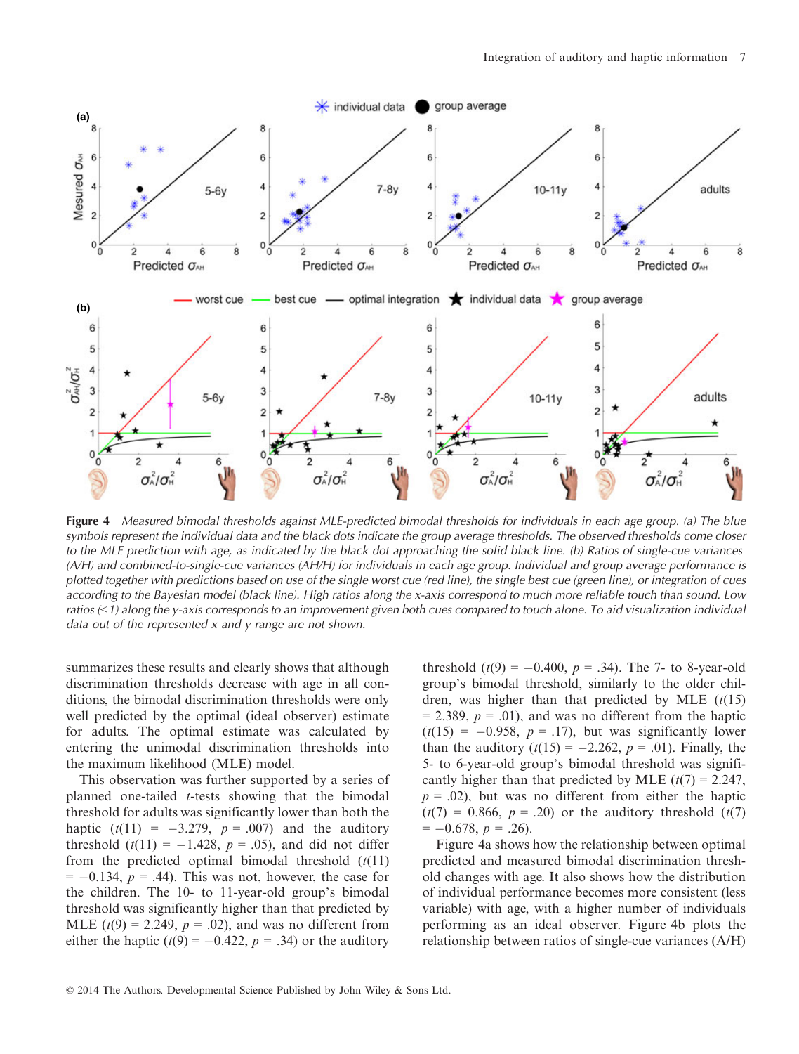**Figure 4** *Measured bimodal thresholds against MLE-predicted bimodal thresholds for individuals in each age group. (a) The blue symbols represent the individual data and the black dots indicate the group average thresholds. The observed thresholds come closer to the MLE prediction with age, as indicated by the black dot approaching the solid black line. (b) Ratios of single-cue variances (A/H) and combined-to-single-cue variances (AH/H) for individuals in each age group. Individual and group average performance is plotted together with predictions based on use of the single worst cue (red line), the single best cue (green line), or integration of cues according to the Bayesian model (black line). High ratios along the x-axis correspond to much more reliable touch than sound. Low ratios (< 1) along the y-axis corresponds to an improvement given both cues compared to touch alone. To aid visualization individual data out of the represented x and y range are not shown.*

summarizes these results and clearly shows that although discrimination thresholds decrease with age in all conditions, the bimodal discrimination thresholds were only well predicted by the optimal (ideal observer) estimate for adults. The optimal estimate was calculated by entering the unimodal discrimination thresholds into the maximum likelihood (MLE) model.

This observation was further supported by a series of planned one-tailed $t$-tests showing that the bimodal threshold for adults was significantly lower than both the haptic ($t(11) = -3.279$, $p = .007$) and the auditory threshold ($t(11) = -1.428$, $p = .05$), and did not differ from the predicted optimal bimodal threshold ($t(11) = -0.134$, $p = .44$). This was not, however, the case for the children. The 10- to 11-year-old group's bimodal threshold was significantly higher than that predicted by MLE ($t(9) = 2.249$, $p = .02$), and was no different from either the haptic ($t(9) = -0.422$, $p = .34$) or the auditory threshold ($t(9) = -0.400$, $p = .34$). The 7- to 8-year-old group's bimodal threshold, similarly to the older children, was higher than that predicted by MLE ($t(15) = 2.389$, $p = .01$), and was no different from the haptic ($t(15) = -0.958$, $p = .17$), but was significantly lower than the auditory ($t(15) = -2.262$, $p = .01$). Finally, the 5- to 6-year-old group's bimodal threshold was significantly higher than that predicted by MLE ($t(7) = 2.247$, $p = .02$), but was no different from either the haptic ($t(7) = 0.866$, $p = .20$) or the auditory threshold ($t(7) = -0.678$, $p = .26$).

Figure 4a shows how the relationship between optimal predicted and measured bimodal discrimination threshold changes with age. It also shows how the distribution of individual performance becomes more consistent (less variable) with age, with a higher number of individuals performing as an ideal observer. Figure 4b plots the relationship between ratios of single-cue variances (A/H)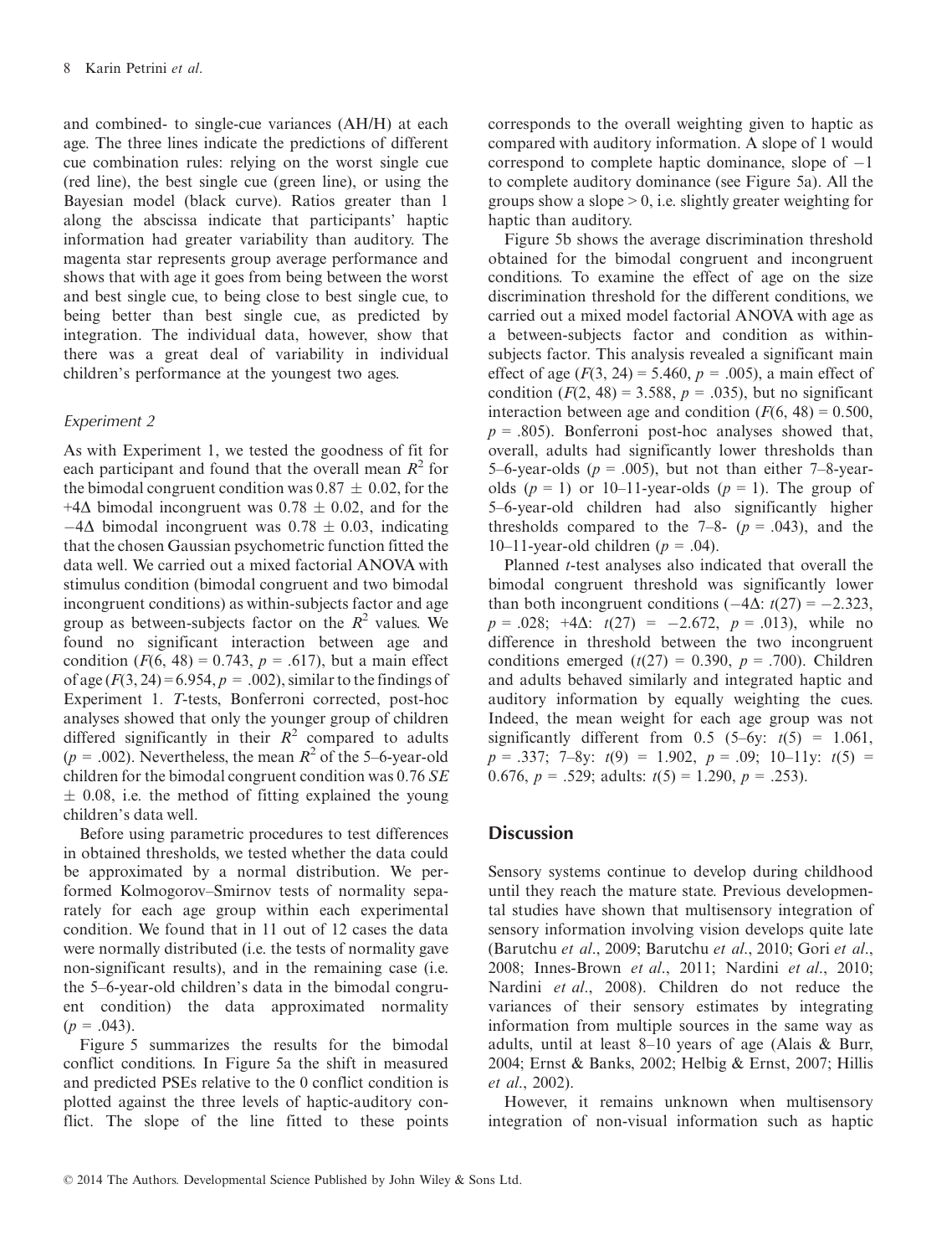and combined- to single-cue variances (AH/H) at each age. The three lines indicate the predictions of different cue combination rules: relying on the worst single cue (red line), the best single cue (green line), or using the Bayesian model (black curve). Ratios greater than 1 along the abscissa indicate that participants' haptic information had greater variability than auditory. The magenta star represents group average performance and shows that with age it goes from being between the worst and best single cue, to being close to best single cue, to being better than best single cue, as predicted by integration. The individual data, however, show that there was a great deal of variability in individual children's performance at the youngest two ages.

### *Experiment 2*

As with Experiment 1, we tested the goodness of fit for each participant and found that the overall mean $R^2$ for the bimodal congruent condition was $0.87 \pm 0.02$, for the $+4\Delta$ bimodal incongruent was $0.78 \pm 0.02$, and for the $-4\Delta$ bimodal incongruent was $0.78 \pm 0.03$, indicating that the chosen Gaussian psychometric function fitted the data well. We carried out a mixed factorial ANOVA with stimulus condition (bimodal congruent and two bimodal incongruent conditions) as within-subjects factor and age group as between-subjects factor on the $R^2$ values. We found no significant interaction between age and condition ($F(6, 48) = 0.743$, $p = .617$), but a main effect of age ($F(3, 24) = 6.954$, $p = .002$), similar to the findings of Experiment 1. *T*-tests, Bonferroni corrected, post-hoc analyses showed that only the younger group of children differed significantly in their $R^2$ compared to adults ($p = .002$). Nevertheless, the mean $R^2$ of the 5–6-year-old children for the bimodal congruent condition was 0.76 *SE* $\pm$ 0.08, i.e. the method of fitting explained the young children's data well.

Before using parametric procedures to test differences in obtained thresholds, we tested whether the data could be approximated by a normal distribution. We performed Kolmogorov–Smirnov tests of normality separately for each age group within each experimental condition. We found that in 11 out of 12 cases the data were normally distributed (i.e. the tests of normality gave non-significant results), and in the remaining case (i.e. the 5–6-year-old children's data in the bimodal congruent condition) the data approximated normality ($p = .043$).

Figure 5 summarizes the results for the bimodal conflict conditions. In Figure 5a the shift in measured and predicted PSEs relative to the 0 conflict condition is plotted against the three levels of haptic-auditory conflict. The slope of the line fitted to these points corresponds to the overall weighting given to haptic as compared with auditory information. A slope of 1 would correspond to complete haptic dominance, slope of $-1$ to complete auditory dominance (see Figure 5a). All the groups show a slope $> 0$, i.e. slightly greater weighting for haptic than auditory.

Figure 5b shows the average discrimination threshold obtained for the bimodal congruent and incongruent conditions. To examine the effect of age on the size discrimination threshold for the different conditions, we carried out a mixed model factorial ANOVA with age as a between-subjects factor and condition as within-subjects factor. This analysis revealed a significant main effect of age ($F(3, 24) = 5.460$, $p = .005$), a main effect of condition ($F(2, 48) = 3.588$, $p = .035$), but no significant interaction between age and condition ($F(6, 48) = 0.500$, $p = .805$). Bonferroni post-hoc analyses showed that, overall, adults had significantly lower thresholds than 5–6-year-olds ($p = .005$), but not than either 7–8-year-olds ($p = 1$) or 10–11-year-olds ($p = 1$). The group of 5–6-year-old children had also significantly higher thresholds compared to the 7–8- ($p = .043$), and the 10–11-year-old children ($p = .04$).

Planned *t*-test analyses also indicated that overall the bimodal congruent threshold was significantly lower than both incongruent conditions ($-4\Delta$: $t(27) = -2.323$, $p = .028$; $+4\Delta$: $t(27) = -2.672$, $p = .013$), while no difference in threshold between the two incongruent conditions emerged ($t(27) = 0.390$, $p = .700$). Children and adults behaved similarly and integrated haptic and auditory information by equally weighting the cues. Indeed, the mean weight for each age group was not significantly different from 0.5 (5–6y: $t(5) = 1.061$, $p = .337$; 7–8y: $t(9) = 1.902$, $p = .09$; 10–11y: $t(5) = 0.676$, $p = .529$; adults: $t(5) = 1.290$, $p = .253$).

## Discussion

Sensory systems continue to develop during childhood until they reach the mature state. Previous developmental studies have shown that multisensory integration of sensory information involving vision develops quite late (Barutchu *et al.*, 2009; Barutchu *et al.*, 2010; Gori *et al.*, 2008; Innes-Brown *et al.*, 2011; Nardini *et al.*, 2010; Nardini *et al.*, 2008). Children do not reduce the variances of their sensory estimates by integrating information from multiple sources in the same way as adults, until at least 8–10 years of age (Alais & Burr, 2004; Ernst & Banks, 2002; Helbig & Ernst, 2007; Hillis *et al.*, 2002).

However, it remains unknown when multisensory integration of non-visual information such as haptic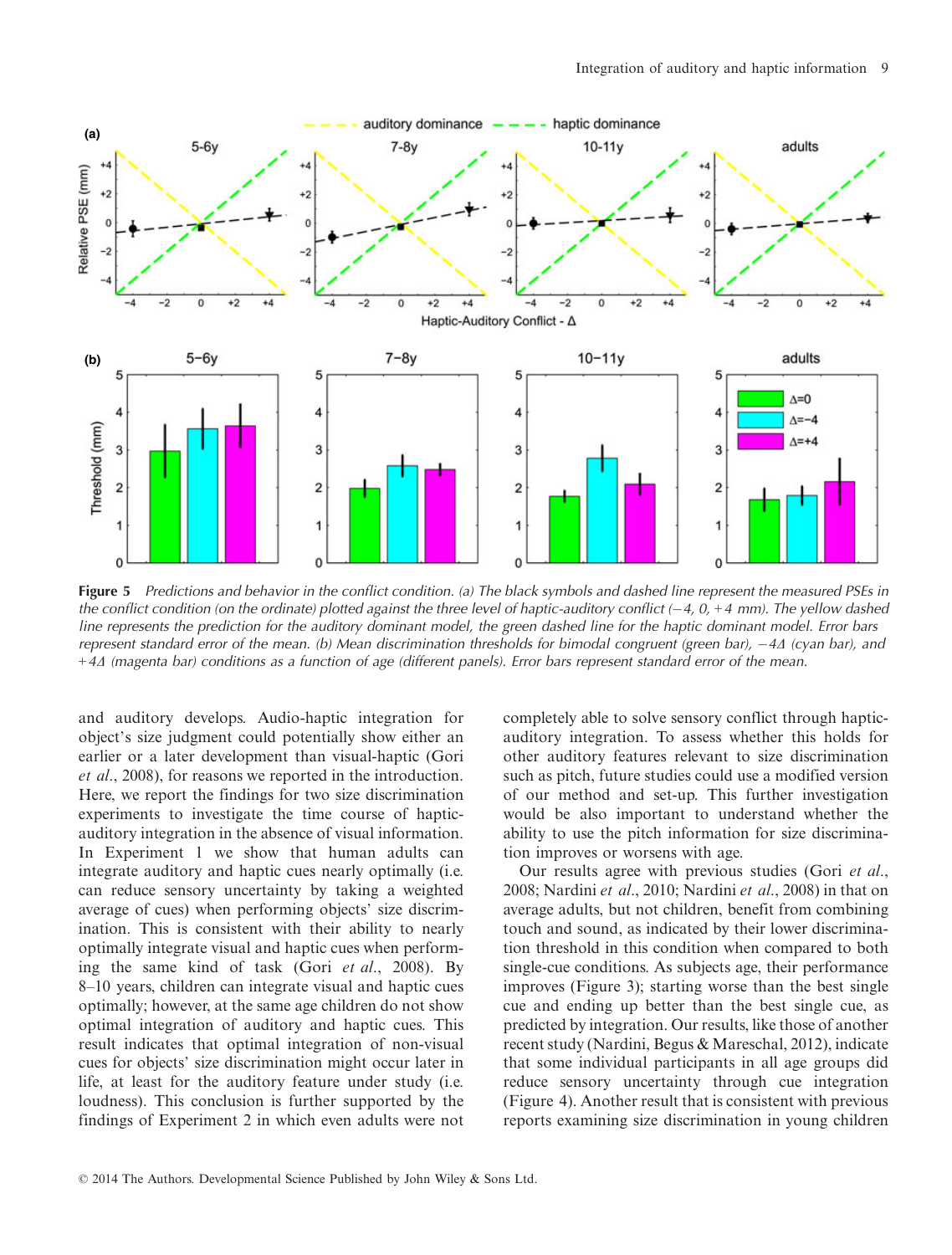**Figure 5** *Predictions and behavior in the conflict condition. (a) The black symbols and dashed line represent the measured PSEs in the conflict condition (on the ordinate) plotted against the three level of haptic-auditory conflict (−4, 0, +4 mm). The yellow dashed line represents the prediction for the auditory dominant model, the green dashed line for the haptic dominant model. Error bars represent standard error of the mean. (b) Mean discrimination thresholds for bimodal congruent (green bar), −4Δ (cyan bar), and +4Δ (magenta bar) conditions as a function of age (different panels). Error bars represent standard error of the mean.*

and auditory develops. Audio-haptic integration for object's size judgment could potentially show either an earlier or a later development than visual-haptic (Gori *et al*., 2008), for reasons we reported in the introduction. Here, we report the findings for two size discrimination experiments to investigate the time course of haptic-auditory integration in the absence of visual information. In Experiment 1 we show that human adults can integrate auditory and haptic cues nearly optimally (i.e. can reduce sensory uncertainty by taking a weighted average of cues) when performing objects' size discrimination. This is consistent with their ability to nearly optimally integrate visual and haptic cues when performing the same kind of task (Gori *et al*., 2008). By 8–10 years, children can integrate visual and haptic cues optimally; however, at the same age children do not show optimal integration of auditory and haptic cues. This result indicates that optimal integration of non-visual cues for objects' size discrimination might occur later in life, at least for the auditory feature under study (i.e. loudness). This conclusion is further supported by the findings of Experiment 2 in which even adults were not completely able to solve sensory conflict through haptic-auditory integration. To assess whether this holds for other auditory features relevant to size discrimination such as pitch, future studies could use a modified version of our method and set-up. This further investigation would be also important to understand whether the ability to use the pitch information for size discrimination improves or worsens with age.

Our results agree with previous studies (Gori *et al*., 2008; Nardini *et al*., 2010; Nardini *et al*., 2008) in that on average adults, but not children, benefit from combining touch and sound, as indicated by their lower discrimination threshold in this condition when compared to both single-cue conditions. As subjects age, their performance improves (Figure 3); starting worse than the best single cue and ending up better than the best single cue, as predicted by integration. Our results, like those of another recent study (Nardini, Begus & Mareschal, 2012), indicate that some individual participants in all age groups did reduce sensory uncertainty through cue integration (Figure 4). Another result that is consistent with previous reports examining size discrimination in young children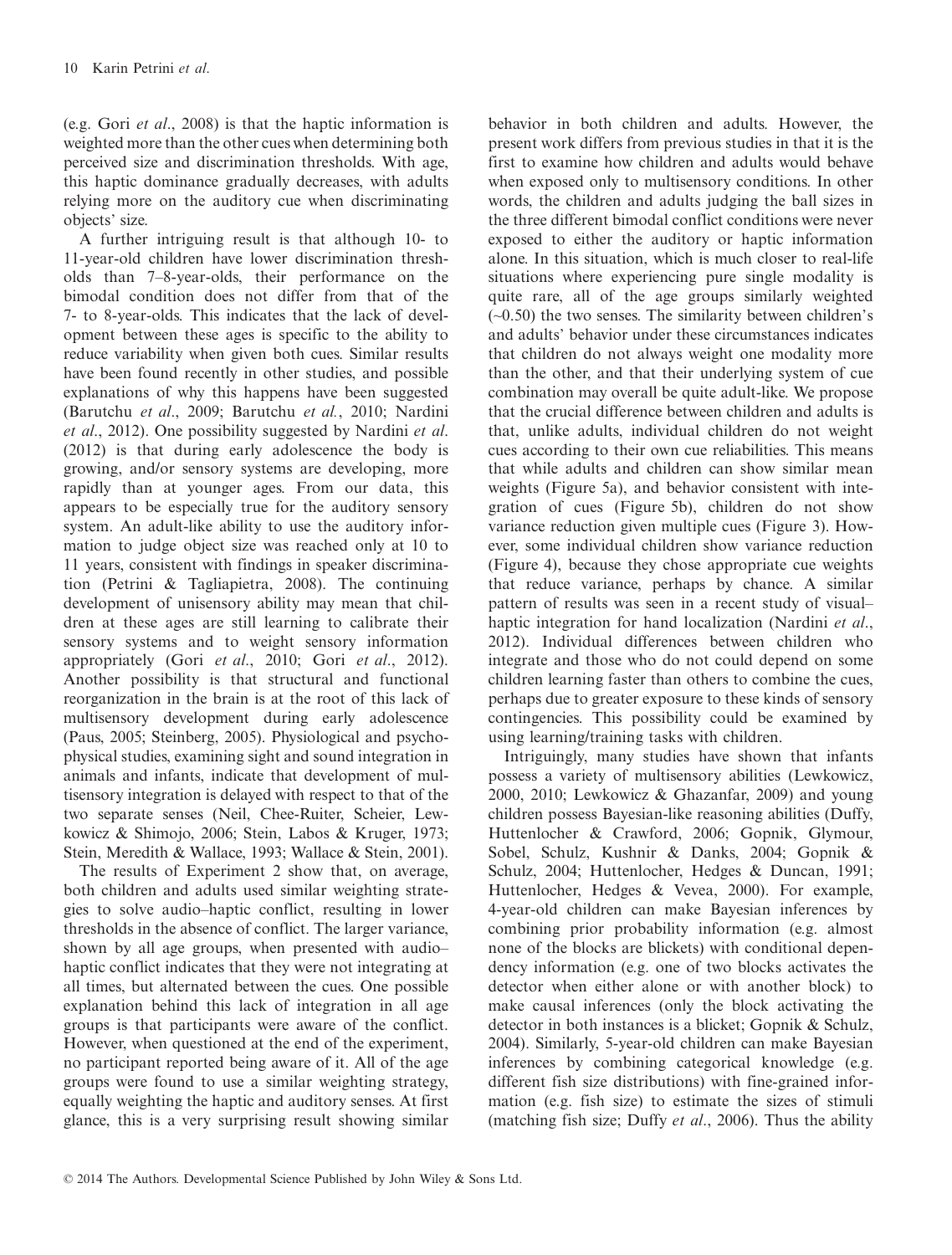(e.g. Gori *et al*., 2008) is that the haptic information is weighted more than the other cues when determining both perceived size and discrimination thresholds. With age, this haptic dominance gradually decreases, with adults relying more on the auditory cue when discriminating objects' size.

A further intriguing result is that although 10- to 11-year-old children have lower discrimination thresholds than 7–8-year-olds, their performance on the bimodal condition does not differ from that of the 7- to 8-year-olds. This indicates that the lack of development between these ages is specific to the ability to reduce variability when given both cues. Similar results have been found recently in other studies, and possible explanations of why this happens have been suggested (Barutchu *et al*., 2009; Barutchu *et al.*, 2010; Nardini *et al*., 2012). One possibility suggested by Nardini *et al*. (2012) is that during early adolescence the body is growing, and/or sensory systems are developing, more rapidly than at younger ages. From our data, this appears to be especially true for the auditory sensory system. An adult-like ability to use the auditory information to judge object size was reached only at 10 to 11 years, consistent with findings in speaker discrimination (Petrini & Tagliapietra, 2008). The continuing development of unisensory ability may mean that children at these ages are still learning to calibrate their sensory systems and to weight sensory information appropriately (Gori *et al*., 2010; Gori *et al*., 2012). Another possibility is that structural and functional reorganization in the brain is at the root of this lack of multisensory development during early adolescence (Paus, 2005; Steinberg, 2005). Physiological and psychophysical studies, examining sight and sound integration in animals and infants, indicate that development of multisensory integration is delayed with respect to that of the two separate senses (Neil, Chee-Ruiter, Scheier, Lewkowicz & Shimojo, 2006; Stein, Labos & Kruger, 1973; Stein, Meredith & Wallace, 1993; Wallace & Stein, 2001).

The results of Experiment 2 show that, on average, both children and adults used similar weighting strategies to solve audio–haptic conflict, resulting in lower thresholds in the absence of conflict. The larger variance, shown by all age groups, when presented with audio–haptic conflict indicates that they were not integrating at all times, but alternated between the cues. One possible explanation behind this lack of integration in all age groups is that participants were aware of the conflict. However, when questioned at the end of the experiment, no participant reported being aware of it. All of the age groups were found to use a similar weighting strategy, equally weighting the haptic and auditory senses. At first glance, this is a very surprising result showing similar behavior in both children and adults. However, the present work differs from previous studies in that it is the first to examine how children and adults would behave when exposed only to multisensory conditions. In other words, the children and adults judging the ball sizes in the three different bimodal conflict conditions were never exposed to either the auditory or haptic information alone. In this situation, which is much closer to real-life situations where experiencing pure single modality is quite rare, all of the age groups similarly weighted (~0.50) the two senses. The similarity between children's and adults' behavior under these circumstances indicates that children do not always weight one modality more than the other, and that their underlying system of cue combination may overall be quite adult-like. We propose that the crucial difference between children and adults is that, unlike adults, individual children do not weight cues according to their own cue reliabilities. This means that while adults and children can show similar mean weights (Figure 5a), and behavior consistent with integration of cues (Figure 5b), children do not show variance reduction given multiple cues (Figure 3). However, some individual children show variance reduction (Figure 4), because they chose appropriate cue weights that reduce variance, perhaps by chance. A similar pattern of results was seen in a recent study of visual–haptic integration for hand localization (Nardini *et al*., 2012). Individual differences between children who integrate and those who do not could depend on some children learning faster than others to combine the cues, perhaps due to greater exposure to these kinds of sensory contingencies. This possibility could be examined by using learning/training tasks with children.

Intriguingly, many studies have shown that infants possess a variety of multisensory abilities (Lewkowicz, 2000, 2010; Lewkowicz & Ghazanfar, 2009) and young children possess Bayesian-like reasoning abilities (Duffy, Huttenlocher & Crawford, 2006; Gopnik, Glymour, Sobel, Schulz, Kushnir & Danks, 2004; Gopnik & Schulz, 2004; Huttenlocher, Hedges & Duncan, 1991; Huttenlocher, Hedges & Vevea, 2000). For example, 4-year-old children can make Bayesian inferences by combining prior probability information (e.g. almost none of the blocks are blickets) with conditional dependency information (e.g. one of two blocks activates the detector when either alone or with another block) to make causal inferences (only the block activating the detector in both instances is a blicket; Gopnik & Schulz, 2004). Similarly, 5-year-old children can make Bayesian inferences by combining categorical knowledge (e.g. different fish size distributions) with fine-grained information (e.g. fish size) to estimate the sizes of stimuli (matching fish size; Duffy *et al*., 2006). Thus the ability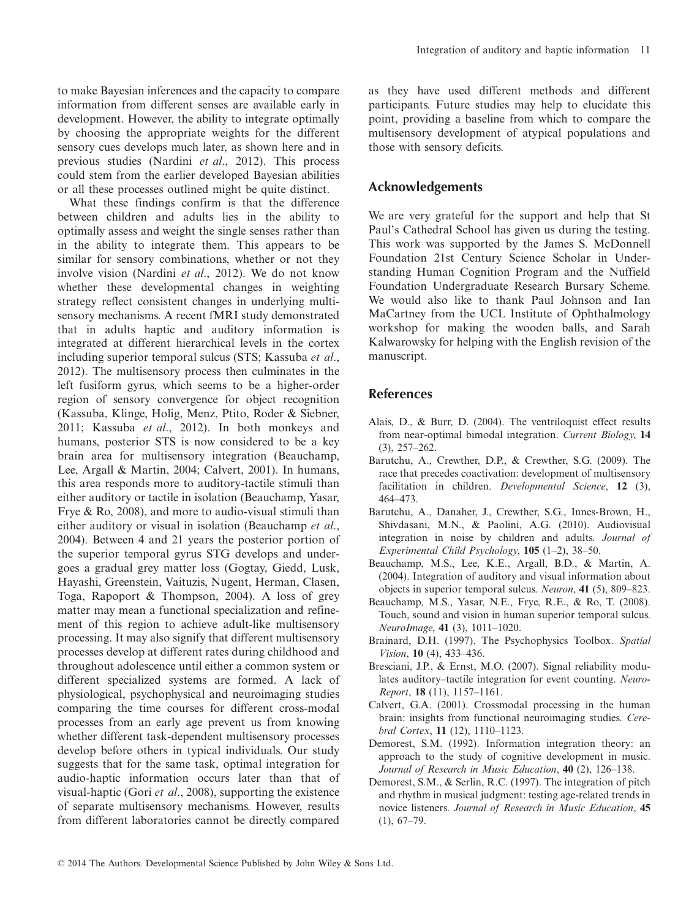to make Bayesian inferences and the capacity to compare information from different senses are available early in development. However, the ability to integrate optimally by choosing the appropriate weights for the different sensory cues develops much later, as shown here and in previous studies (Nardini *et al*., 2012). This process could stem from the earlier developed Bayesian abilities or all these processes outlined might be quite distinct.

What these findings confirm is that the difference between children and adults lies in the ability to optimally assess and weight the single senses rather than in the ability to integrate them. This appears to be similar for sensory combinations, whether or not they involve vision (Nardini *et al*., 2012). We do not know whether these developmental changes in weighting strategy reflect consistent changes in underlying multisensory mechanisms. A recent fMRI study demonstrated that in adults haptic and auditory information is integrated at different hierarchical levels in the cortex including superior temporal sulcus (STS; Kassuba *et al*., 2012). The multisensory process then culminates in the left fusiform gyrus, which seems to be a higher-order region of sensory convergence for object recognition (Kassuba, Klinge, Holig, Menz, Ptito, Roder & Siebner, 2011; Kassuba *et al*., 2012). In both monkeys and humans, posterior STS is now considered to be a key brain area for multisensory integration (Beauchamp, Lee, Argall & Martin, 2004; Calvert, 2001). In humans, this area responds more to auditory-tactile stimuli than either auditory or tactile in isolation (Beauchamp, Yasar, Frye & Ro, 2008), and more to audio-visual stimuli than either auditory or visual in isolation (Beauchamp *et al*., 2004). Between 4 and 21 years the posterior portion of the superior temporal gyrus STG develops and undergoes a gradual grey matter loss (Gogtay, Giedd, Lusk, Hayashi, Greenstein, Vaituzis, Nugent, Herman, Clasen, Toga, Rapoport & Thompson, 2004). A loss of grey matter may mean a functional specialization and refinement of this region to achieve adult-like multisensory processing. It may also signify that different multisensory processes develop at different rates during childhood and throughout adolescence until either a common system or different specialized systems are formed. A lack of physiological, psychophysical and neuroimaging studies comparing the time courses for different cross-modal processes from an early age prevent us from knowing whether different task-dependent multisensory processes develop before others in typical individuals. Our study suggests that for the same task, optimal integration for audio-haptic information occurs later than that of visual-haptic (Gori *et al*., 2008), supporting the existence of separate multisensory mechanisms. However, results from different laboratories cannot be directly compared as they have used different methods and different participants. Future studies may help to elucidate this point, providing a baseline from which to compare the multisensory development of atypical populations and those with sensory deficits.

## Acknowledgements

We are very grateful for the support and help that St Paul's Cathedral School has given us during the testing. This work was supported by the James S. McDonnell Foundation 21st Century Science Scholar in Understanding Human Cognition Program and the Nuffield Foundation Undergraduate Research Bursary Scheme. We would also like to thank Paul Johnson and Ian MaCartney from the UCL Institute of Ophthalmology workshop for making the wooden balls, and Sarah Kalwarowsky for helping with the English revision of the manuscript.

## References

Alais, D., & Burr, D. (2004). The ventriloquist effect results from near-optimal bimodal integration. *Current Biology*, **14** (3), 257–262.

Barutchu, A., Crewther, D.P., & Crewther, S.G. (2009). The race that precedes coactivation: development of multisensory facilitation in children. *Developmental Science*, **12** (3), 464–473.

Barutchu, A., Danaher, J., Crewther, S.G., Innes-Brown, H., Shivdasani, M.N., & Paolini, A.G. (2010). Audiovisual integration in noise by children and adults. *Journal of Experimental Child Psychology*, **105** (1–2), 38–50.

Beauchamp, M.S., Lee, K.E., Argall, B.D., & Martin, A. (2004). Integration of auditory and visual information about objects in superior temporal sulcus. *Neuron*, **41** (5), 809–823.

Beauchamp, M.S., Yasar, N.E., Frye, R.E., & Ro, T. (2008). Touch, sound and vision in human superior temporal sulcus. *NeuroImage*, **41** (3), 1011–1020.

Brainard, D.H. (1997). The Psychophysics Toolbox. *Spatial Vision*, **10** (4), 433–436.

Bresciani, J.P., & Ernst, M.O. (2007). Signal reliability modulates auditory–tactile integration for event counting. *NeuroReport*, **18** (11), 1157–1161.

Calvert, G.A. (2001). Crossmodal processing in the human brain: insights from functional neuroimaging studies. *Cerebral Cortex*, **11** (12), 1110–1123.

Demorest, S.M. (1992). Information integration theory: an approach to the study of cognitive development in music. *Journal of Research in Music Education*, **40** (2), 126–138.

Demorest, S.M., & Serlin, R.C. (1997). The integration of pitch and rhythm in musical judgment: testing age-related trends in novice listeners. *Journal of Research in Music Education*, **45** (1), 67–79.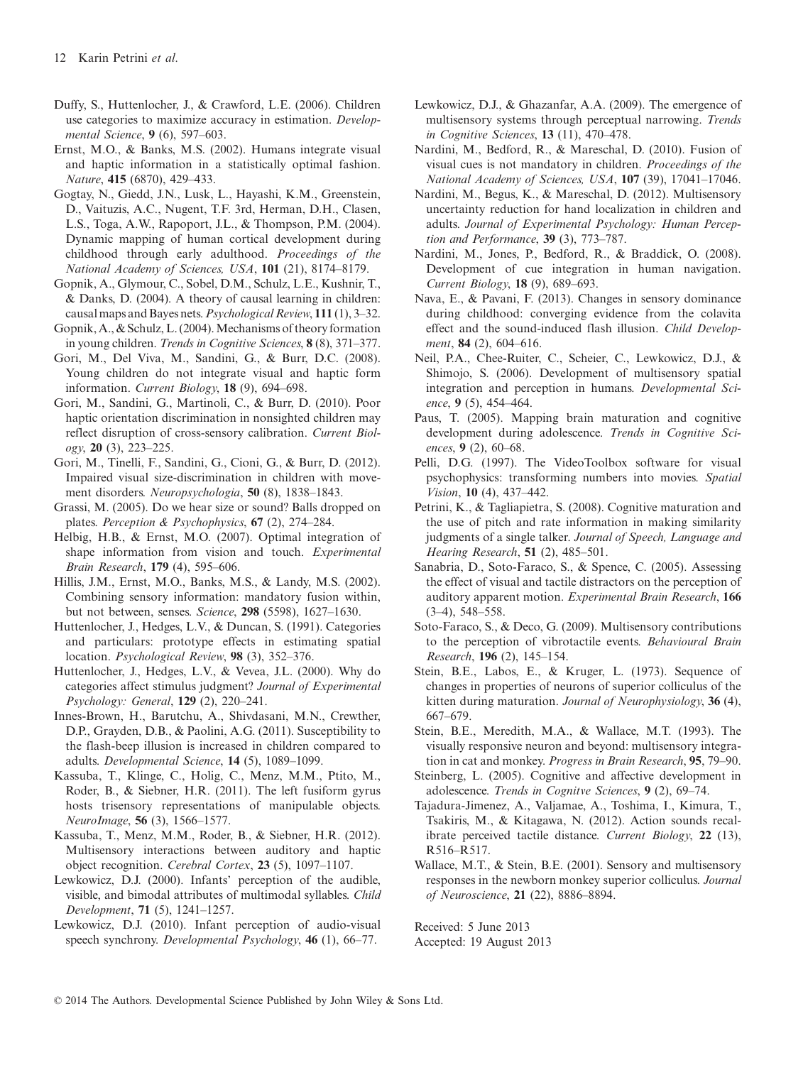Duffy, S., Huttenlocher, J., & Crawford, L.E. (2006). Children use categories to maximize accuracy in estimation. *Developmental Science*, **9** (6), 597–603.

Ernst, M.O., & Banks, M.S. (2002). Humans integrate visual and haptic information in a statistically optimal fashion. *Nature*, **415** (6870), 429–433.

Gogtay, N., Giedd, J.N., Lusk, L., Hayashi, K.M., Greenstein, D., Vaituzis, A.C., Nugent, T.F. 3rd, Herman, D.H., Clasen, L.S., Toga, A.W., Rapoport, J.L., & Thompson, P.M. (2004). Dynamic mapping of human cortical development during childhood through early adulthood. *Proceedings of the National Academy of Sciences, USA*, **101** (21), 8174–8179.

Gopnik, A., Glymour, C., Sobel, D.M., Schulz, L.E., Kushnir, T., & Danks, D. (2004). A theory of causal learning in children: causal maps and Bayes nets. *Psychological Review*, **111** (1), 3–32.

Gopnik, A., & Schulz, L. (2004). Mechanisms of theory formation in young children. *Trends in Cognitive Sciences*, **8** (8), 371–377.

Gori, M., Del Viva, M., Sandini, G., & Burr, D.C. (2008). Young children do not integrate visual and haptic form information. *Current Biology*, **18** (9), 694–698.

Gori, M., Sandini, G., Martinoli, C., & Burr, D. (2010). Poor haptic orientation discrimination in nonsighted children may reflect disruption of cross-sensory calibration. *Current Biology*, **20** (3), 223–225.

Gori, M., Tinelli, F., Sandini, G., Cioni, G., & Burr, D. (2012). Impaired visual size-discrimination in children with movement disorders. *Neuropsychologia*, **50** (8), 1838–1843.

Grassi, M. (2005). Do we hear size or sound? Balls dropped on plates. *Perception & Psychophysics*, **67** (2), 274–284.

Helbig, H.B., & Ernst, M.O. (2007). Optimal integration of shape information from vision and touch. *Experimental Brain Research*, **179** (4), 595–606.

Hillis, J.M., Ernst, M.O., Banks, M.S., & Landy, M.S. (2002). Combining sensory information: mandatory fusion within, but not between, senses. *Science*, **298** (5598), 1627–1630.

Huttenlocher, J., Hedges, L.V., & Duncan, S. (1991). Categories and particulars: prototype effects in estimating spatial location. *Psychological Review*, **98** (3), 352–376.

Huttenlocher, J., Hedges, L.V., & Vevea, J.L. (2000). Why do categories affect stimulus judgment? *Journal of Experimental Psychology: General*, **129** (2), 220–241.

Innes-Brown, H., Barutchu, A., Shivdasani, M.N., Crewther, D.P., Grayden, D.B., & Paolini, A.G. (2011). Susceptibility to the flash-beep illusion is increased in children compared to adults. *Developmental Science*, **14** (5), 1089–1099.

Kassuba, T., Klinge, C., Holig, C., Menz, M.M., Ptito, M., Roder, B., & Siebner, H.R. (2011). The left fusiform gyrus hosts trisensory representations of manipulable objects. *NeuroImage*, **56** (3), 1566–1577.

Kassuba, T., Menz, M.M., Roder, B., & Siebner, H.R. (2012). Multisensory interactions between auditory and haptic object recognition. *Cerebral Cortex*, **23** (5), 1097–1107.

Lewkowicz, D.J. (2000). Infants' perception of the audible, visible, and bimodal attributes of multimodal syllables. *Child Development*, **71** (5), 1241–1257.

Lewkowicz, D.J. (2010). Infant perception of audio-visual speech synchrony. *Developmental Psychology*, **46** (1), 66–77.

Lewkowicz, D.J., & Ghazanfar, A.A. (2009). The emergence of multisensory systems through perceptual narrowing. *Trends in Cognitive Sciences*, **13** (11), 470–478.

Nardini, M., Bedford, R., & Mareschal, D. (2010). Fusion of visual cues is not mandatory in children. *Proceedings of the National Academy of Sciences, USA*, **107** (39), 17041–17046.

Nardini, M., Begus, K., & Mareschal, D. (2012). Multisensory uncertainty reduction for hand localization in children and adults. *Journal of Experimental Psychology: Human Perception and Performance*, **39** (3), 773–787.

Nardini, M., Jones, P., Bedford, R., & Braddick, O. (2008). Development of cue integration in human navigation. *Current Biology*, **18** (9), 689–693.

Nava, E., & Pavani, F. (2013). Changes in sensory dominance during childhood: converging evidence from the colavita effect and the sound-induced flash illusion. *Child Development*, **84** (2), 604–616.

Neil, P.A., Chee-Ruiter, C., Scheier, C., Lewkowicz, D.J., & Shimojo, S. (2006). Development of multisensory spatial integration and perception in humans. *Developmental Science*, **9** (5), 454–464.

Paus, T. (2005). Mapping brain maturation and cognitive development during adolescence. *Trends in Cognitive Sciences*, **9** (2), 60–68.

Pelli, D.G. (1997). The VideoToolbox software for visual psychophysics: transforming numbers into movies. *Spatial Vision*, **10** (4), 437–442.

Petrini, K., & Tagliapietra, S. (2008). Cognitive maturation and the use of pitch and rate information in making similarity judgments of a single talker. *Journal of Speech, Language and Hearing Research*, **51** (2), 485–501.

Sanabria, D., Soto-Faraco, S., & Spence, C. (2005). Assessing the effect of visual and tactile distractors on the perception of auditory apparent motion. *Experimental Brain Research*, **166** (3–4), 548–558.

Soto-Faraco, S., & Deco, G. (2009). Multisensory contributions to the perception of vibrotactile events. *Behavioural Brain Research*, **196** (2), 145–154.

Stein, B.E., Labos, E., & Kruger, L. (1973). Sequence of changes in properties of neurons of superior colliculus of the kitten during maturation. *Journal of Neurophysiology*, **36** (4), 667–679.

Stein, B.E., Meredith, M.A., & Wallace, M.T. (1993). The visually responsive neuron and beyond: multisensory integration in cat and monkey. *Progress in Brain Research*, **95**, 79–90.

Steinberg, L. (2005). Cognitive and affective development in adolescence. *Trends in Cognitve Sciences*, **9** (2), 69–74.

Tajadura-Jimenez, A., Valjamae, A., Toshima, I., Kimura, T., Tsakiris, M., & Kitagawa, N. (2012). Action sounds recalibrate perceived tactile distance. *Current Biology*, **22** (13), R516–R517.

Wallace, M.T., & Stein, B.E. (2001). Sensory and multisensory responses in the newborn monkey superior colliculus. *Journal of Neuroscience*, **21** (22), 8886–8894.

Received: 5 June 2013
Accepted: 19 August 2013